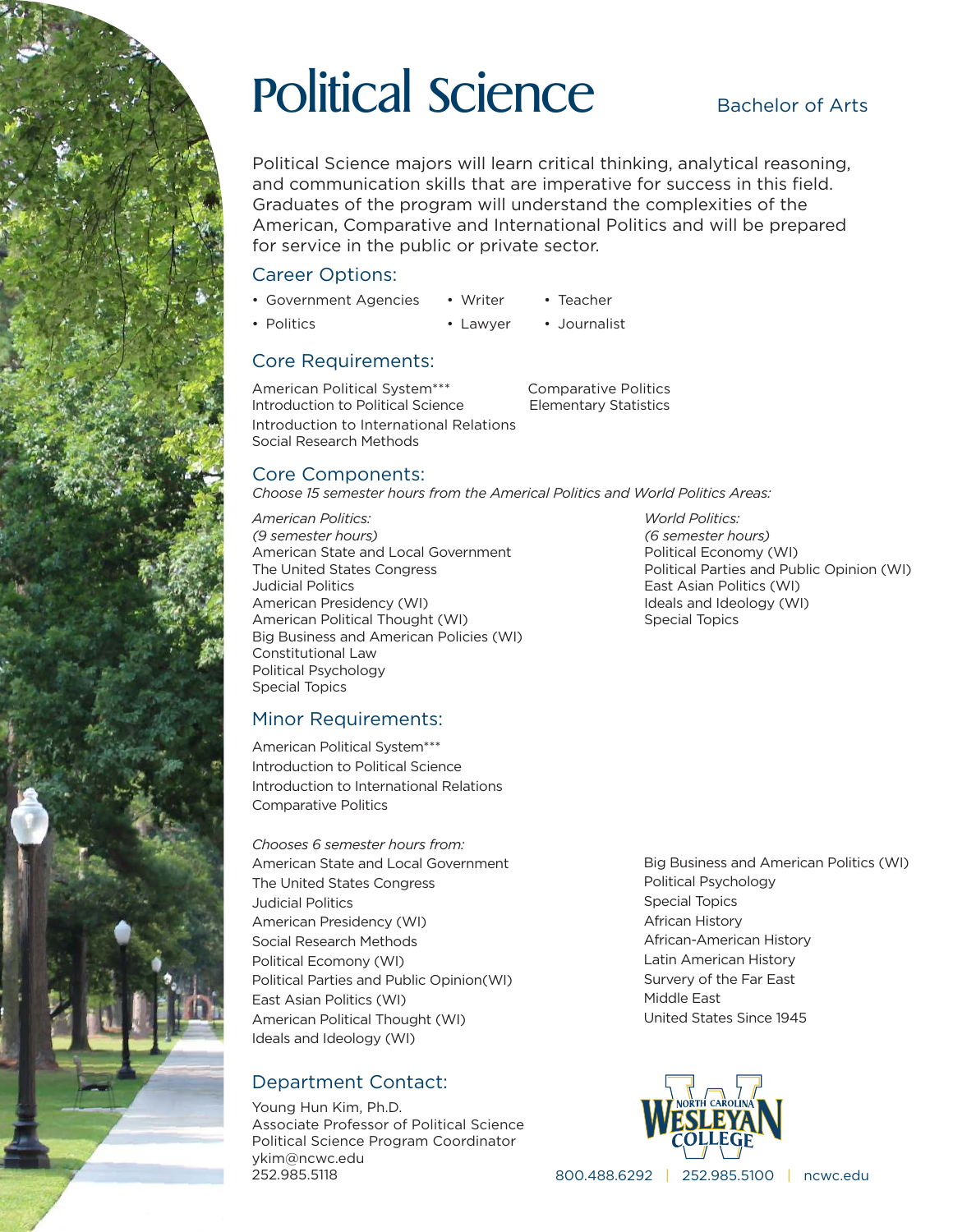# Political Science

Bachelor of Arts

Political Science majors will learn critical thinking, analytical reasoning, and communication skills that are imperative for success in this field. Graduates of the program will understand the complexities of the American, Comparative and International Politics and will be prepared for service in the public or private sector.

## Career Options:

- Government Agencies
- Politics
- Writer
- Lawyer
- Teacher
- Journalist

## Core Requirements:

American Political System***
Introduction to Political Science
Introduction to International Relations
Social Research Methods
Comparative Politics
Elementary Statistics

## Core Components:

*Choose 15 semester hours from the Americal Politics and World Politics Areas:*

*American Politics:*
*(9 semester hours)*
American State and Local Government
The United States Congress
Judicial Politics
American Presidency (WI)
American Political Thought (WI)
Big Business and American Policies (WI)
Constitutional Law
Political Psychology
Special Topics

*World Politics:*
*(6 semester hours)*
Political Economy (WI)
Political Parties and Public Opinion (WI)
East Asian Politics (WI)
Ideals and Ideology (WI)
Special Topics

## Minor Requirements:

American Political System***
Introduction to Political Science
Introduction to International Relations
Comparative Politics

*Chooses 6 semester hours from:*
American State and Local Government
The United States Congress
Judicial Politics
American Presidency (WI)
Social Research Methods
Political Ecomony (WI)
Political Parties and Public Opinion(WI)
East Asian Politics (WI)
American Political Thought (WI)
Ideals and Ideology (WI)
Big Business and American Politics (WI)
Political Psychology
Special Topics
African History
African-American History
Latin American History
Survery of the Far East
Middle East
United States Since 1945

## Department Contact:

Young Hun Kim, Ph.D.
Associate Professor of Political Science
Political Science Program Coordinator
ykim@ncwc.edu
252.985.5118

North Carolina Wesleyan College

800.488.6292 | 252.985.5100 | ncwc.edu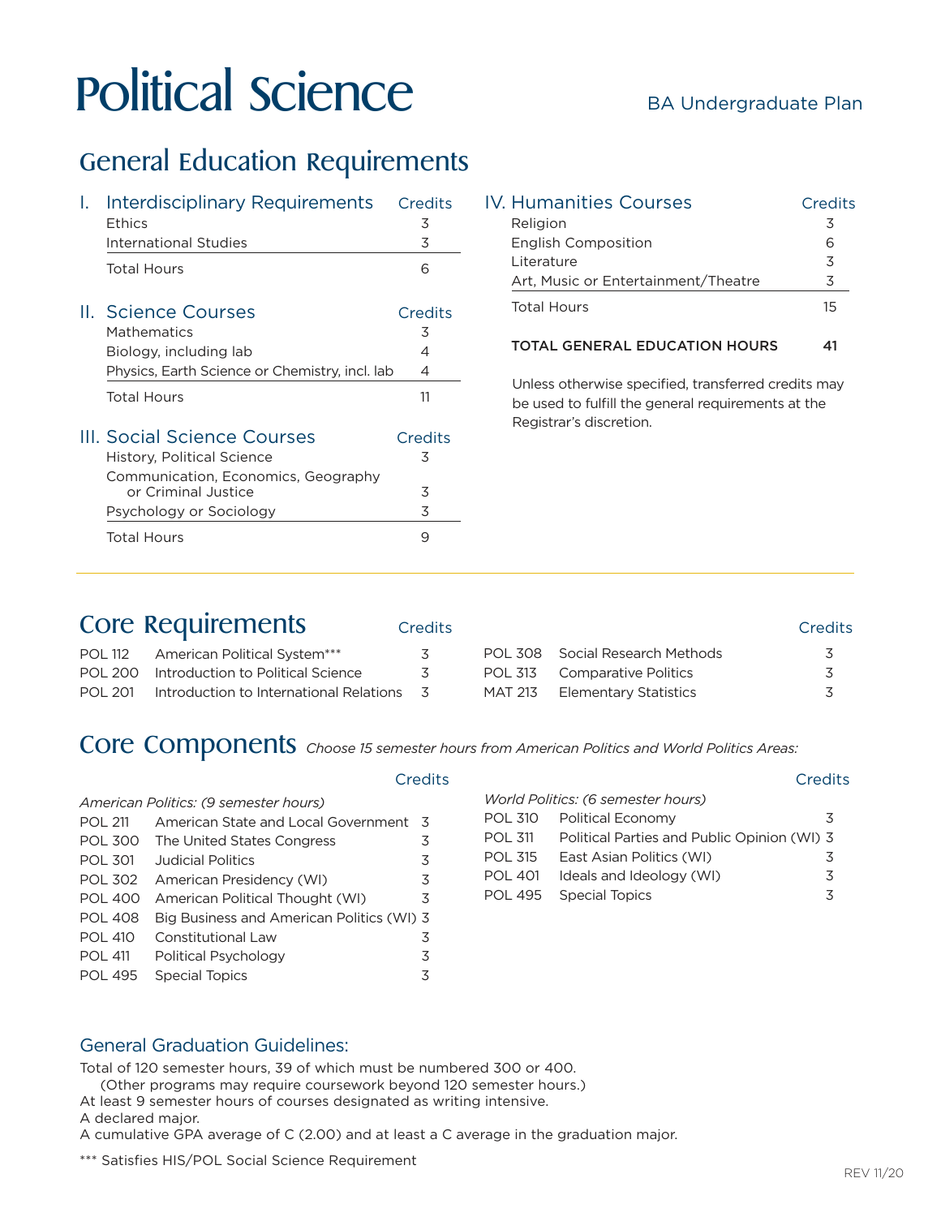# Political Science

BA Undergraduate Plan

## General Education Requirements

### I. Interdisciplinary Requirements

| | Credits |
|---|---|
| Ethics | 3 |
| International Studies | 3 |
| Total Hours | 6 |

### II. Science Courses

| | Credits |
|---|---|
| Mathematics | 3 |
| Biology, including lab | 4 |
| Physics, Earth Science or Chemistry, incl. lab | 4 |
| Total Hours | 11 |

### III. Social Science Courses

| | Credits |
|---|---|
| History, Political Science | 3 |
| Communication, Economics, Geography or Criminal Justice | 3 |
| Psychology or Sociology | 3 |
| Total Hours | 9 |

### IV. Humanities Courses

| | Credits |
|---|---|
| Religion | 3 |
| English Composition | 6 |
| Literature | 3 |
| Art, Music or Entertainment/Theatre | 3 |
| Total Hours | 15 |

**TOTAL GENERAL EDUCATION HOURS 41**

Unless otherwise specified, transferred credits may be used to fulfill the general requirements at the Registrar's discretion.

## Core Requirements

| | | Credits |
|---|---|---|
| POL 112 | American Political System*** | 3 |
| POL 200 | Introduction to Political Science | 3 |
| POL 201 | Introduction to International Relations | 3 |
| POL 308 | Social Research Methods | 3 |
| POL 313 | Comparative Politics | 3 |
| MAT 213 | Elementary Statistics | 3 |

## Core Components

*Choose 15 semester hours from American Politics and World Politics Areas:*

*American Politics: (9 semester hours)*

| | | Credits |
|---|---|---|
| POL 211 | American State and Local Government | 3 |
| POL 300 | The United States Congress | 3 |
| POL 301 | Judicial Politics | 3 |
| POL 302 | American Presidency (WI) | 3 |
| POL 400 | American Political Thought (WI) | 3 |
| POL 408 | Big Business and American Politics (WI) | 3 |
| POL 410 | Constitutional Law | 3 |
| POL 411 | Political Psychology | 3 |
| POL 495 | Special Topics | 3 |

*World Politics: (6 semester hours)*

| | | Credits |
|---|---|---|
| POL 310 | Political Economy | 3 |
| POL 311 | Political Parties and Public Opinion (WI) | 3 |
| POL 315 | East Asian Politics (WI) | 3 |
| POL 401 | Ideals and Ideology (WI) | 3 |
| POL 495 | Special Topics | 3 |

### General Graduation Guidelines:

Total of 120 semester hours, 39 of which must be numbered 300 or 400.
(Other programs may require coursework beyond 120 semester hours.)
At least 9 semester hours of courses designated as writing intensive.
A declared major.
A cumulative GPA average of C (2.00) and at least a C average in the graduation major.

*** Satisfies HIS/POL Social Science Requirement

REV 11/20